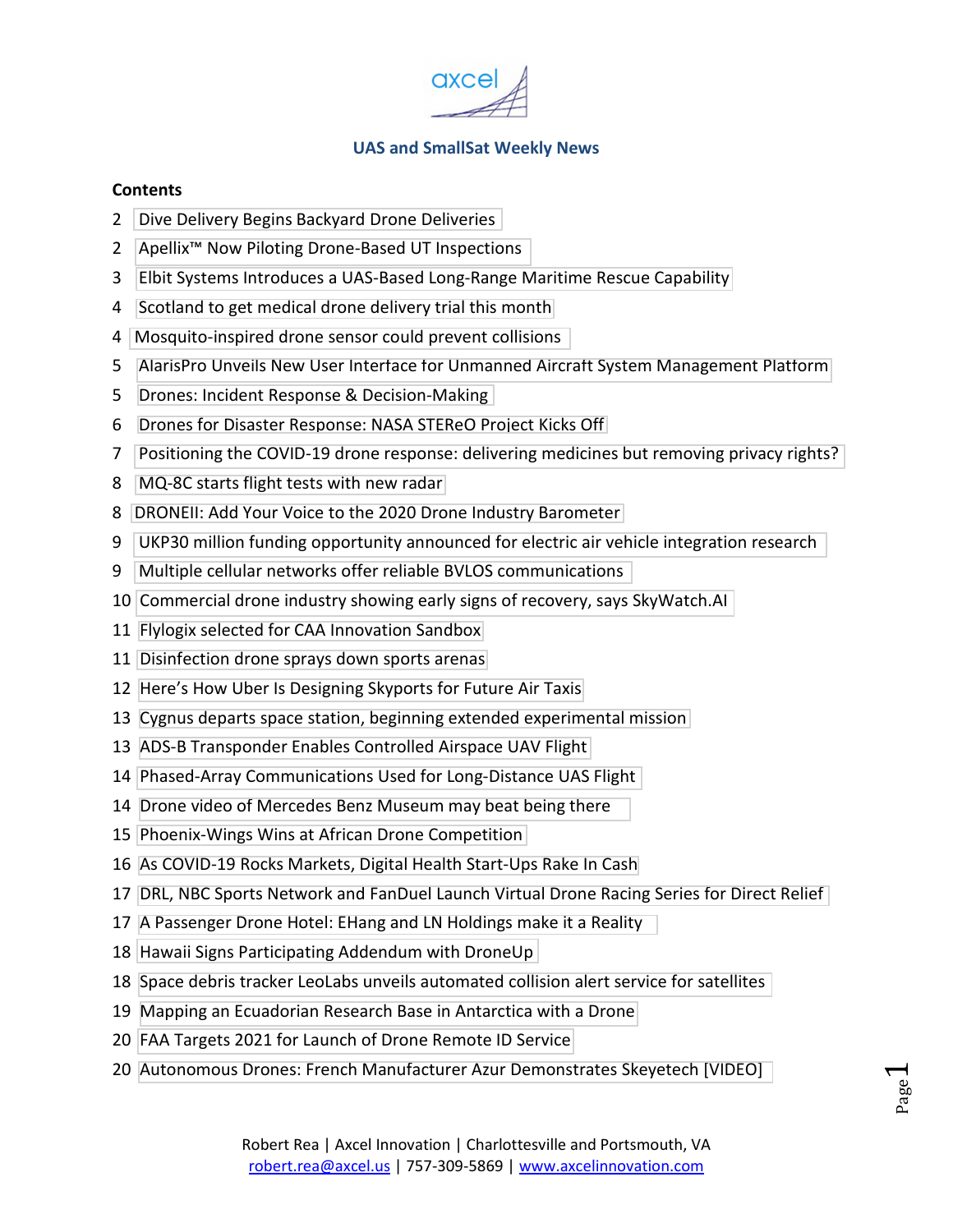axcel

## UAS and SmallSat Weekly News

### Contents

2 Dive Delivery Begins Backyard Drone Deliveries
2 Apellix™ Now Piloting Drone-Based UT Inspections
3 Elbit Systems Introduces a UAS-Based Long-Range Maritime Rescue Capability
4 Scotland to get medical drone delivery trial this month
4 Mosquito-inspired drone sensor could prevent collisions
5 AlarisPro Unveils New User Interface for Unmanned Aircraft System Management Platform
5 Drones: Incident Response & Decision-Making
6 Drones for Disaster Response: NASA STEReO Project Kicks Off
7 Positioning the COVID-19 drone response: delivering medicines but removing privacy rights?
8 MQ-8C starts flight tests with new radar
8 DRONEII: Add Your Voice to the 2020 Drone Industry Barometer
9 UKP30 million funding opportunity announced for electric air vehicle integration research
9 Multiple cellular networks offer reliable BVLOS communications
10 Commercial drone industry showing early signs of recovery, says SkyWatch.AI
11 Flylogix selected for CAA Innovation Sandbox
11 Disinfection drone sprays down sports arenas
12 Here's How Uber Is Designing Skyports for Future Air Taxis
13 Cygnus departs space station, beginning extended experimental mission
13 ADS-B Transponder Enables Controlled Airspace UAV Flight
14 Phased-Array Communications Used for Long-Distance UAS Flight
14 Drone video of Mercedes Benz Museum may beat being there
15 Phoenix-Wings Wins at African Drone Competition
16 As COVID-19 Rocks Markets, Digital Health Start-Ups Rake In Cash
17 DRL, NBC Sports Network and FanDuel Launch Virtual Drone Racing Series for Direct Relief
17 A Passenger Drone Hotel: EHang and LN Holdings make it a Reality
18 Hawaii Signs Participating Addendum with DroneUp
18 Space debris tracker LeoLabs unveils automated collision alert service for satellites
19 Mapping an Ecuadorian Research Base in Antarctica with a Drone
20 FAA Targets 2021 for Launch of Drone Remote ID Service
20 Autonomous Drones: French Manufacturer Azur Demonstrates Skeyetech [VIDEO]

Robert Rea | Axcel Innovation | Charlottesville and Portsmouth, VA
robert.rea@axcel.us | 757-309-5869 | www.axcelinnovation.com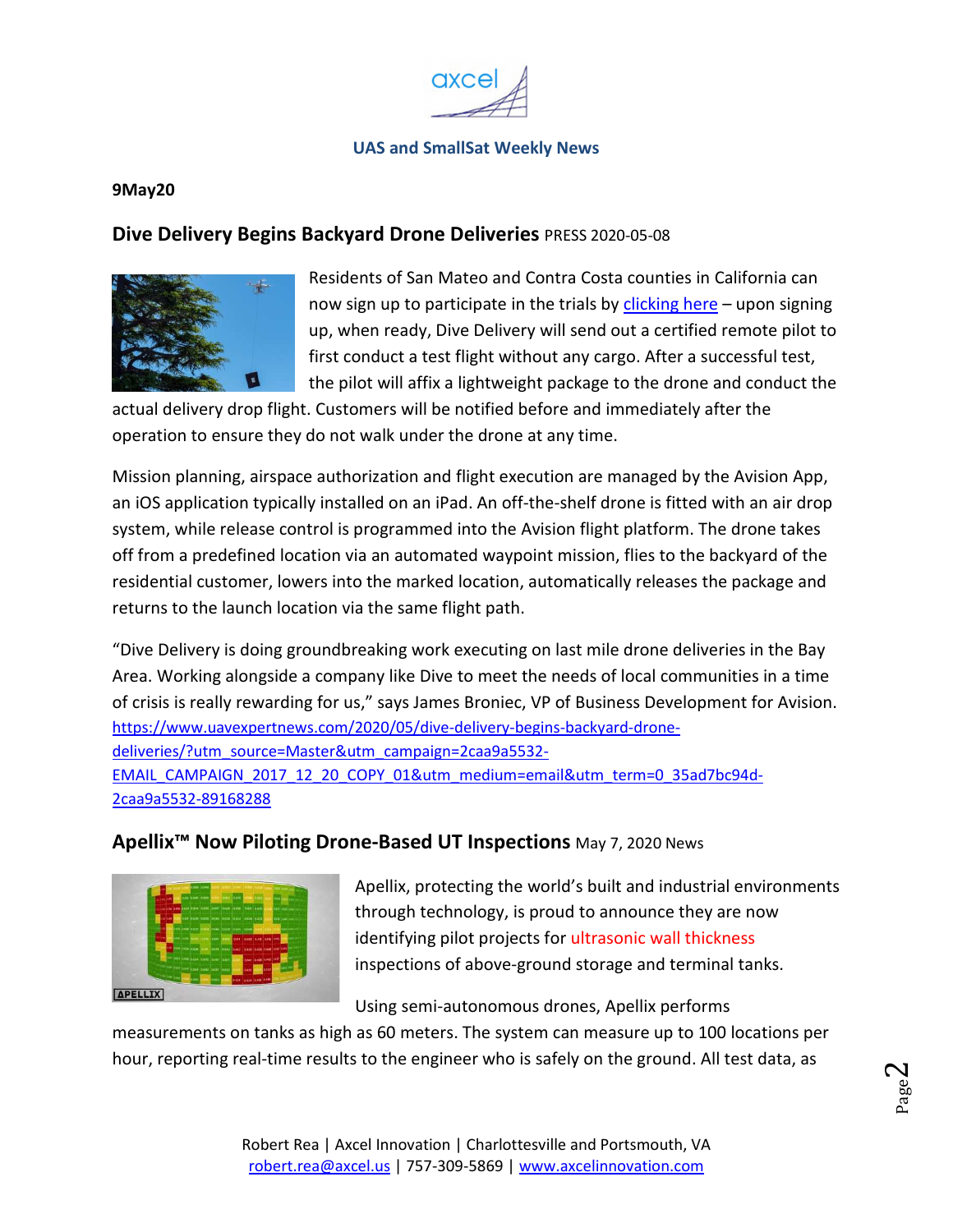**UAS and SmallSat Weekly News**

**9May20**

## Dive Delivery Begins Backyard Drone Deliveries PRESS 2020-05-08

Residents of San Mateo and Contra Costa counties in California can now sign up to participate in the trials by clicking here – upon signing up, when ready, Dive Delivery will send out a certified remote pilot to first conduct a test flight without any cargo. After a successful test, the pilot will affix a lightweight package to the drone and conduct the actual delivery drop flight. Customers will be notified before and immediately after the operation to ensure they do not walk under the drone at any time.

Mission planning, airspace authorization and flight execution are managed by the Avision App, an iOS application typically installed on an iPad. An off-the-shelf drone is fitted with an air drop system, while release control is programmed into the Avision flight platform. The drone takes off from a predefined location via an automated waypoint mission, flies to the backyard of the residential customer, lowers into the marked location, automatically releases the package and returns to the launch location via the same flight path.

"Dive Delivery is doing groundbreaking work executing on last mile drone deliveries in the Bay Area. Working alongside a company like Dive to meet the needs of local communities in a time of crisis is really rewarding for us," says James Broniec, VP of Business Development for Avision.
https://www.uavexpertnews.com/2020/05/dive-delivery-begins-backyard-drone-deliveries/?utm_source=Master&utm_campaign=2caa9a5532-EMAIL_CAMPAIGN_2017_12_20_COPY_01&utm_medium=email&utm_term=0_35ad7bc94d-2caa9a5532-89168288

## Apellix™ Now Piloting Drone-Based UT Inspections May 7, 2020 News

Apellix, protecting the world's built and industrial environments through technology, is proud to announce they are now identifying pilot projects for ultrasonic wall thickness inspections of above-ground storage and terminal tanks.

Using semi-autonomous drones, Apellix performs measurements on tanks as high as 60 meters. The system can measure up to 100 locations per hour, reporting real-time results to the engineer who is safely on the ground. All test data, as

Robert Rea | Axcel Innovation | Charlottesville and Portsmouth, VA
robert.rea@axcel.us | 757-309-5869 | www.axcelinnovation.com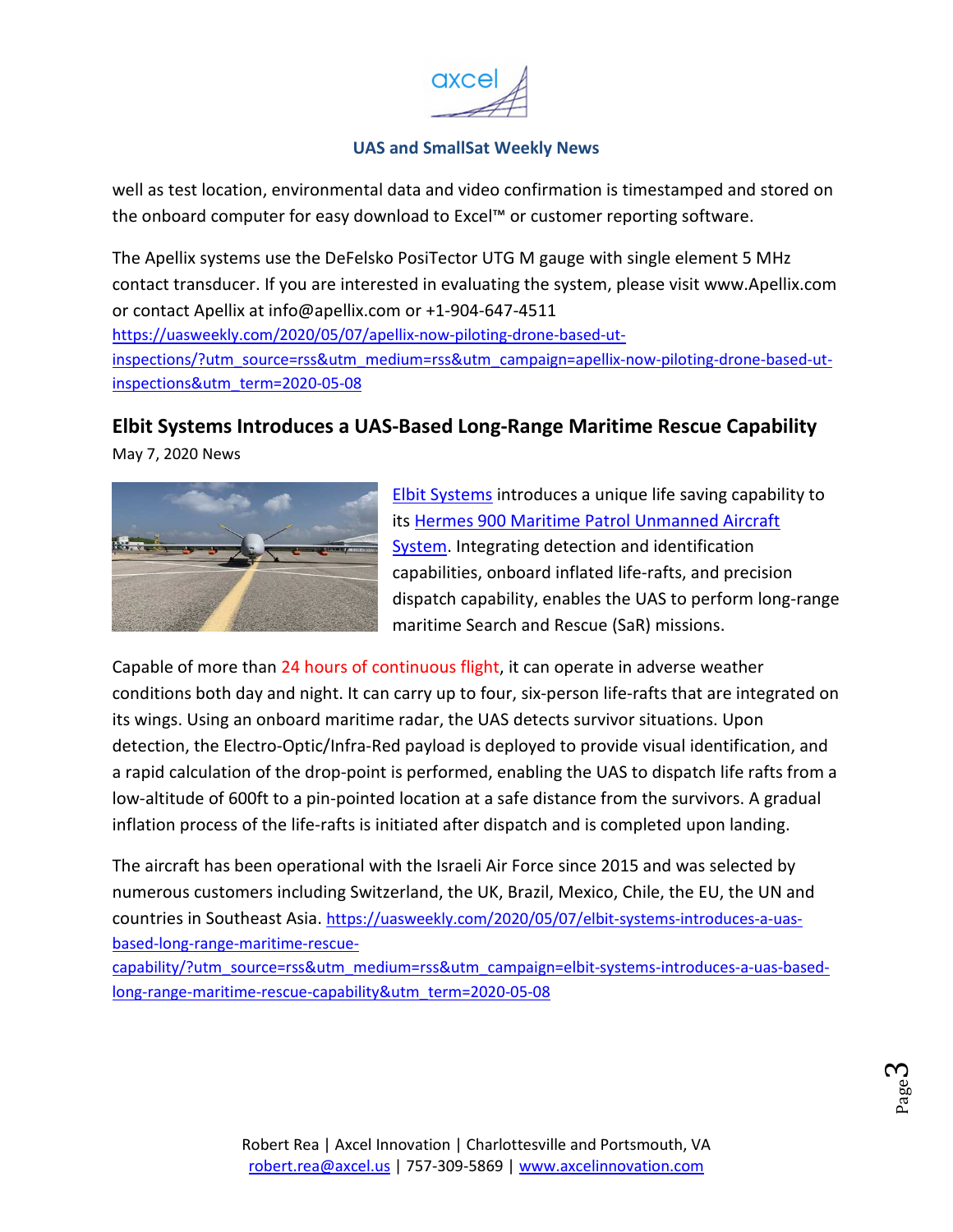well as test location, environmental data and video confirmation is timestamped and stored on the onboard computer for easy download to Excel™ or customer reporting software.

The Apellix systems use the DeFelsko PosiTector UTG M gauge with single element 5 MHz contact transducer. If you are interested in evaluating the system, please visit www.Apellix.com or contact Apellix at info@apellix.com or +1-904-647-4511
https://uasweekly.com/2020/05/07/apellix-now-piloting-drone-based-ut-inspections/?utm_source=rss&utm_medium=rss&utm_campaign=apellix-now-piloting-drone-based-ut-inspections&utm_term=2020-05-08

## Elbit Systems Introduces a UAS-Based Long-Range Maritime Rescue Capability

May 7, 2020 News

Elbit Systems introduces a unique life saving capability to its Hermes 900 Maritime Patrol Unmanned Aircraft System. Integrating detection and identification capabilities, onboard inflated life-rafts, and precision dispatch capability, enables the UAS to perform long-range maritime Search and Rescue (SaR) missions.

Capable of more than 24 hours of continuous flight, it can operate in adverse weather conditions both day and night. It can carry up to four, six-person life-rafts that are integrated on its wings. Using an onboard maritime radar, the UAS detects survivor situations. Upon detection, the Electro-Optic/Infra-Red payload is deployed to provide visual identification, and a rapid calculation of the drop-point is performed, enabling the UAS to dispatch life rafts from a low-altitude of 600ft to a pin-pointed location at a safe distance from the survivors. A gradual inflation process of the life-rafts is initiated after dispatch and is completed upon landing.

The aircraft has been operational with the Israeli Air Force since 2015 and was selected by numerous customers including Switzerland, the UK, Brazil, Mexico, Chile, the EU, the UN and countries in Southeast Asia. https://uasweekly.com/2020/05/07/elbit-systems-introduces-a-uas-based-long-range-maritime-rescue-capability/?utm_source=rss&utm_medium=rss&utm_campaign=elbit-systems-introduces-a-uas-based-long-range-maritime-rescue-capability&utm_term=2020-05-08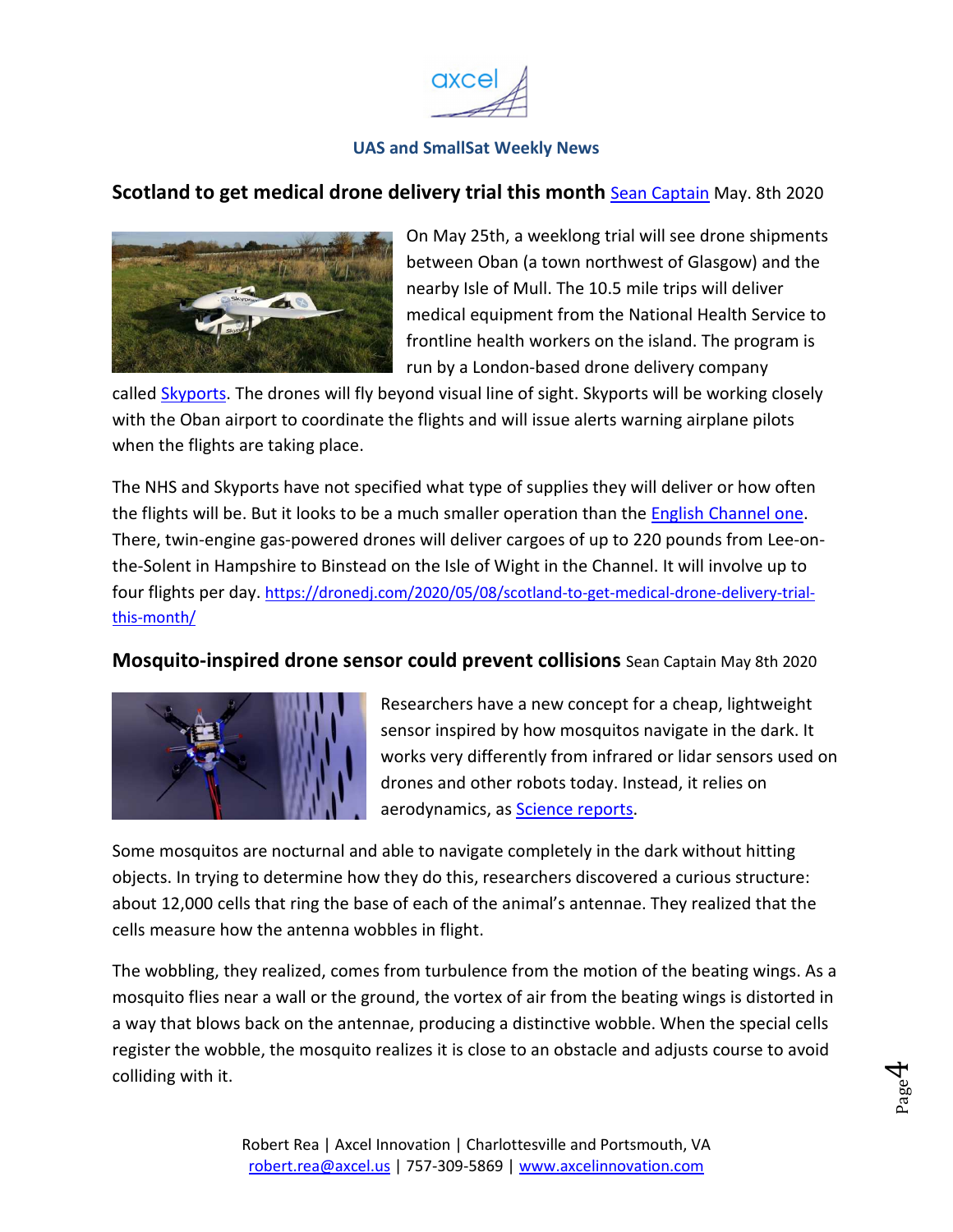## Scotland to get medical drone delivery trial this month

[Sean Captain](#) May. 8th 2020

On May 25th, a weeklong trial will see drone shipments between Oban (a town northwest of Glasgow) and the nearby Isle of Mull. The 10.5 mile trips will deliver medical equipment from the National Health Service to frontline health workers on the island. The program is run by a London-based drone delivery company called [Skyports](#). The drones will fly beyond visual line of sight. Skyports will be working closely with the Oban airport to coordinate the flights and will issue alerts warning airplane pilots when the flights are taking place.

The NHS and Skyports have not specified what type of supplies they will deliver or how often the flights will be. But it looks to be a much smaller operation than the [English Channel one](#). There, twin-engine gas-powered drones will deliver cargoes of up to 220 pounds from Lee-on-the-Solent in Hampshire to Binstead on the Isle of Wight in the Channel. It will involve up to four flights per day. https://dronedj.com/2020/05/08/scotland-to-get-medical-drone-delivery-trial-this-month/

## Mosquito-inspired drone sensor could prevent collisions

Sean Captain May 8th 2020

Researchers have a new concept for a cheap, lightweight sensor inspired by how mosquitos navigate in the dark. It works very differently from infrared or lidar sensors used on drones and other robots today. Instead, it relies on aerodynamics, as [Science reports](#).

Some mosquitos are nocturnal and able to navigate completely in the dark without hitting objects. In trying to determine how they do this, researchers discovered a curious structure: about 12,000 cells that ring the base of each of the animal's antennae. They realized that the cells measure how the antenna wobbles in flight.

The wobbling, they realized, comes from turbulence from the motion of the beating wings. As a mosquito flies near a wall or the ground, the vortex of air from the beating wings is distorted in a way that blows back on the antennae, producing a distinctive wobble. When the special cells register the wobble, the mosquito realizes it is close to an obstacle and adjusts course to avoid colliding with it.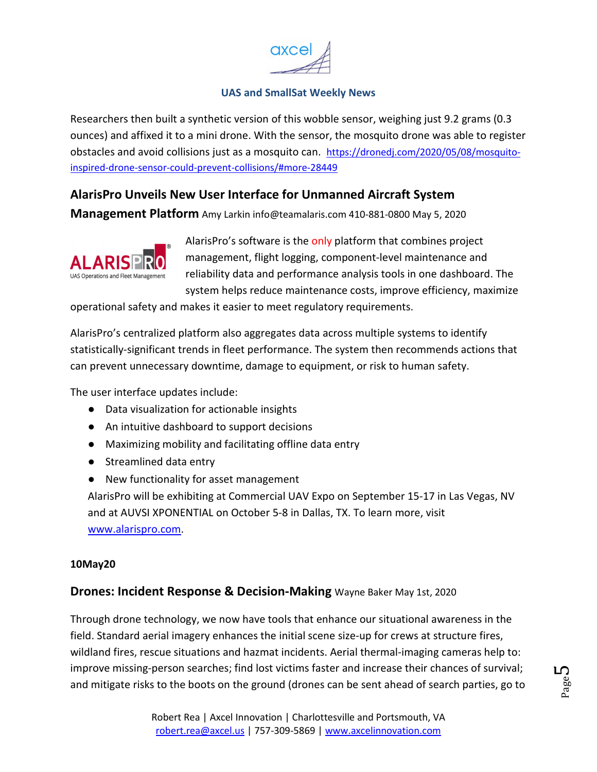Researchers then built a synthetic version of this wobble sensor, weighing just 9.2 grams (0.3 ounces) and affixed it to a mini drone. With the sensor, the mosquito drone was able to register obstacles and avoid collisions just as a mosquito can. https://dronedj.com/2020/05/08/mosquito-inspired-drone-sensor-could-prevent-collisions/#more-28449

## AlarisPro Unveils New User Interface for Unmanned Aircraft System Management Platform

Amy Larkin info@teamalaris.com 410-881-0800 May 5, 2020

AlarisPro's software is the only platform that combines project management, flight logging, component-level maintenance and reliability data and performance analysis tools in one dashboard. The system helps reduce maintenance costs, improve efficiency, maximize operational safety and makes it easier to meet regulatory requirements.

AlarisPro's centralized platform also aggregates data across multiple systems to identify statistically-significant trends in fleet performance. The system then recommends actions that can prevent unnecessary downtime, damage to equipment, or risk to human safety.

The user interface updates include:

- Data visualization for actionable insights
- An intuitive dashboard to support decisions
- Maximizing mobility and facilitating offline data entry
- Streamlined data entry
- New functionality for asset management

AlarisPro will be exhibiting at Commercial UAV Expo on September 15-17 in Las Vegas, NV and at AUVSI XPONENTIAL on October 5-8 in Dallas, TX. To learn more, visit www.alarispro.com.

**10May20**

## Drones: Incident Response & Decision-Making

Wayne Baker May 1st, 2020

Through drone technology, we now have tools that enhance our situational awareness in the field. Standard aerial imagery enhances the initial scene size-up for crews at structure fires, wildland fires, rescue situations and hazmat incidents. Aerial thermal-imaging cameras help to: improve missing-person searches; find lost victims faster and increase their chances of survival; and mitigate risks to the boots on the ground (drones can be sent ahead of search parties, go to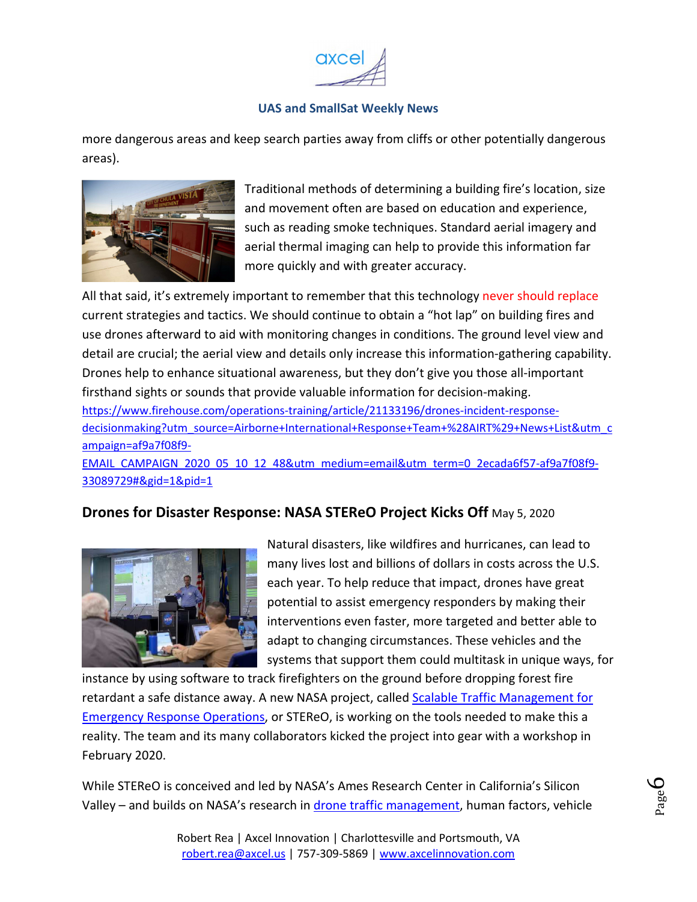more dangerous areas and keep search parties away from cliffs or other potentially dangerous areas).

Traditional methods of determining a building fire's location, size and movement often are based on education and experience, such as reading smoke techniques. Standard aerial imagery and aerial thermal imaging can help to provide this information far more quickly and with greater accuracy.

All that said, it's extremely important to remember that this technology never should replace current strategies and tactics. We should continue to obtain a "hot lap" on building fires and use drones afterward to aid with monitoring changes in conditions. The ground level view and detail are crucial; the aerial view and details only increase this information-gathering capability. Drones help to enhance situational awareness, but they don't give you those all-important firsthand sights or sounds that provide valuable information for decision-making.
https://www.firehouse.com/operations-training/article/21133196/drones-incident-response-decisionmaking?utm_source=Airborne+International+Response+Team+%28AIRT%29+News+List&utm_campaign=af9a7f08f9-EMAIL_CAMPAIGN_2020_05_10_12_48&utm_medium=email&utm_term=0_2ecada6f57-af9a7f08f9-33089729#&gid=1&pid=1

### Drones for Disaster Response: NASA STEReO Project Kicks Off May 5, 2020

Natural disasters, like wildfires and hurricanes, can lead to many lives lost and billions of dollars in costs across the U.S. each year. To help reduce that impact, drones have great potential to assist emergency responders by making their interventions even faster, more targeted and better able to adapt to changing circumstances. These vehicles and the systems that support them could multitask in unique ways, for instance by using software to track firefighters on the ground before dropping forest fire retardant a safe distance away. A new NASA project, called Scalable Traffic Management for Emergency Response Operations, or STEReO, is working on the tools needed to make this a reality. The team and its many collaborators kicked the project into gear with a workshop in February 2020.

While STEReO is conceived and led by NASA's Ames Research Center in California's Silicon Valley – and builds on NASA's research in drone traffic management, human factors, vehicle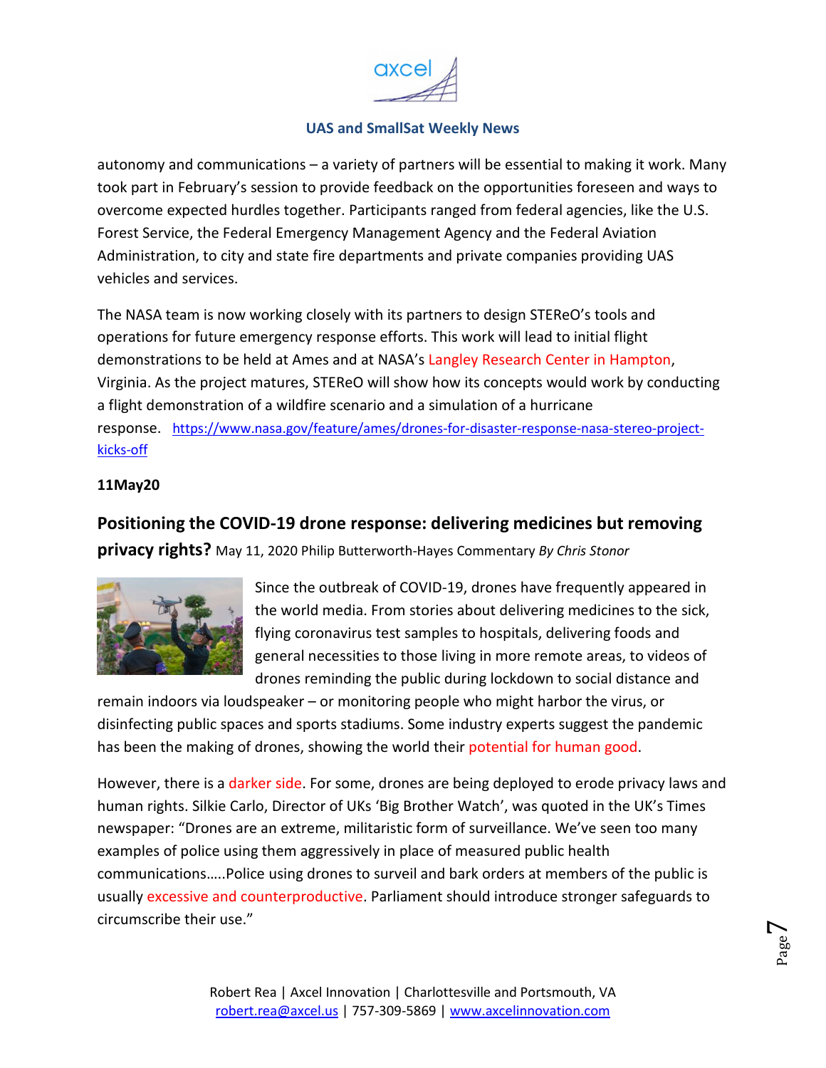autonomy and communications – a variety of partners will be essential to making it work. Many took part in February's session to provide feedback on the opportunities foreseen and ways to overcome expected hurdles together. Participants ranged from federal agencies, like the U.S. Forest Service, the Federal Emergency Management Agency and the Federal Aviation Administration, to city and state fire departments and private companies providing UAS vehicles and services.

The NASA team is now working closely with its partners to design STEReO's tools and operations for future emergency response efforts. This work will lead to initial flight demonstrations to be held at Ames and at NASA's Langley Research Center in Hampton, Virginia. As the project matures, STEReO will show how its concepts would work by conducting a flight demonstration of a wildfire scenario and a simulation of a hurricane response. https://www.nasa.gov/feature/ames/drones-for-disaster-response-nasa-stereo-project-kicks-off

**11May20**

**Positioning the COVID-19 drone response: delivering medicines but removing privacy rights?** May 11, 2020 Philip Butterworth-Hayes Commentary *By Chris Stonor*

Since the outbreak of COVID-19, drones have frequently appeared in the world media. From stories about delivering medicines to the sick, flying coronavirus test samples to hospitals, delivering foods and general necessities to those living in more remote areas, to videos of drones reminding the public during lockdown to social distance and remain indoors via loudspeaker – or monitoring people who might harbor the virus, or disinfecting public spaces and sports stadiums. Some industry experts suggest the pandemic has been the making of drones, showing the world their potential for human good.

However, there is a darker side. For some, drones are being deployed to erode privacy laws and human rights. Silkie Carlo, Director of UKs 'Big Brother Watch', was quoted in the UK's Times newspaper: "Drones are an extreme, militaristic form of surveillance. We've seen too many examples of police using them aggressively in place of measured public health communications…..Police using drones to surveil and bark orders at members of the public is usually excessive and counterproductive. Parliament should introduce stronger safeguards to circumscribe their use."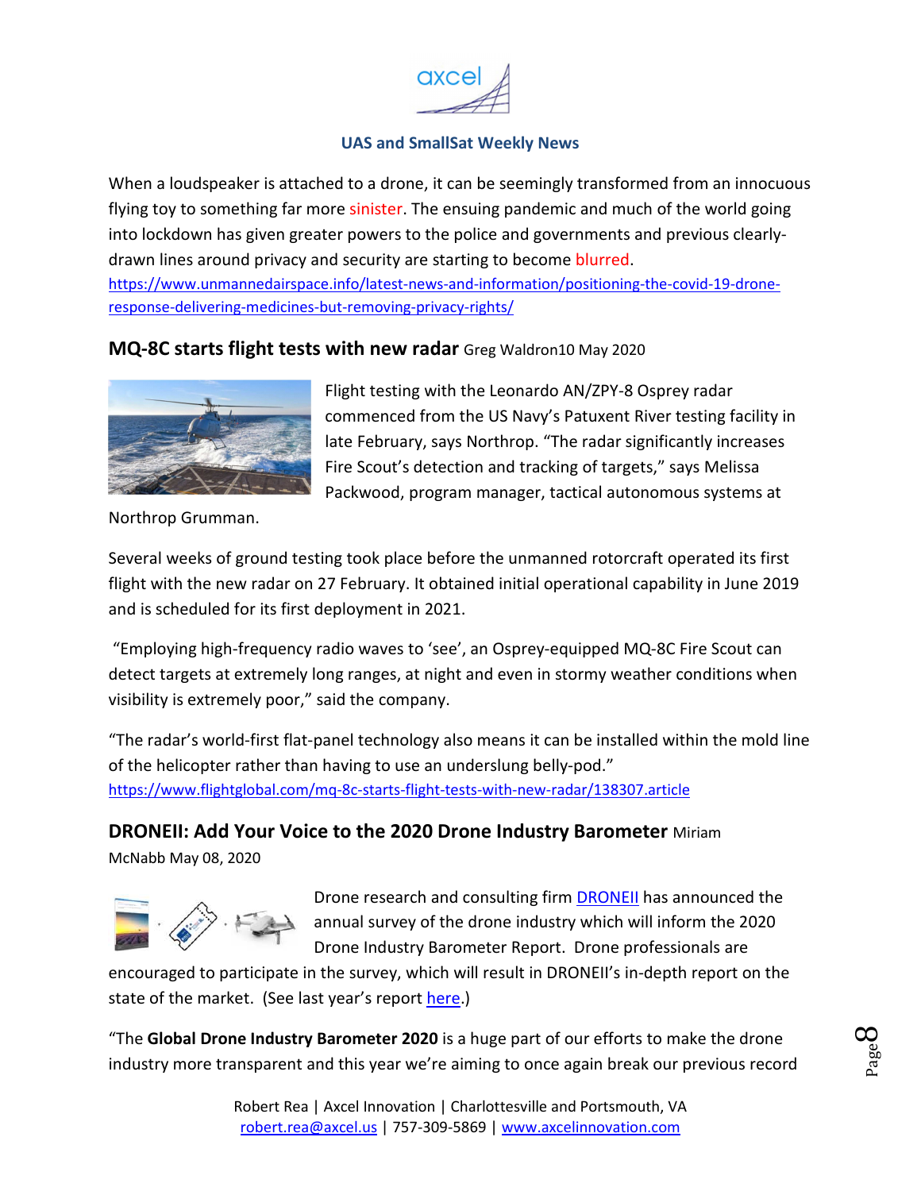When a loudspeaker is attached to a drone, it can be seemingly transformed from an innocuous flying toy to something far more sinister. The ensuing pandemic and much of the world going into lockdown has given greater powers to the police and governments and previous clearly-drawn lines around privacy and security are starting to become blurred.
https://www.unmannedairspace.info/latest-news-and-information/positioning-the-covid-19-drone-response-delivering-medicines-but-removing-privacy-rights/

## MQ-8C starts flight tests with new radar Greg Waldron10 May 2020

Flight testing with the Leonardo AN/ZPY-8 Osprey radar commenced from the US Navy's Patuxent River testing facility in late February, says Northrop. "The radar significantly increases Fire Scout's detection and tracking of targets," says Melissa Packwood, program manager, tactical autonomous systems at Northrop Grumman.

Several weeks of ground testing took place before the unmanned rotorcraft operated its first flight with the new radar on 27 February. It obtained initial operational capability in June 2019 and is scheduled for its first deployment in 2021.

"Employing high-frequency radio waves to 'see', an Osprey-equipped MQ-8C Fire Scout can detect targets at extremely long ranges, at night and even in stormy weather conditions when visibility is extremely poor," said the company.

"The radar's world-first flat-panel technology also means it can be installed within the mold line of the helicopter rather than having to use an underslung belly-pod."
https://www.flightglobal.com/mq-8c-starts-flight-tests-with-new-radar/138307.article

## DRONEII: Add Your Voice to the 2020 Drone Industry Barometer Miriam McNabb May 08, 2020

Drone research and consulting firm DRONEII has announced the annual survey of the drone industry which will inform the 2020 Drone Industry Barometer Report. Drone professionals are encouraged to participate in the survey, which will result in DRONEII's in-depth report on the state of the market. (See last year's report here.)

"The **Global Drone Industry Barometer 2020** is a huge part of our efforts to make the drone industry more transparent and this year we're aiming to once again break our previous record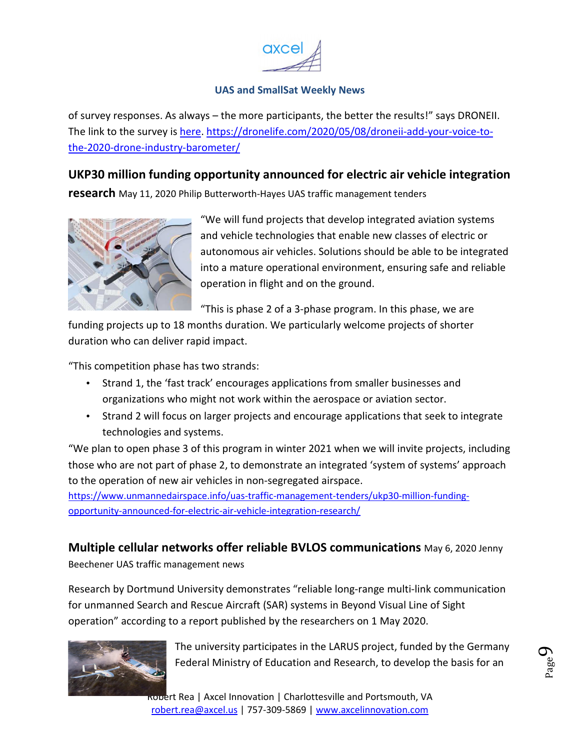of survey responses. As always – the more participants, the better the results!" says DRONEII. The link to the survey is here. https://dronelife.com/2020/05/08/droneii-add-your-voice-to-the-2020-drone-industry-barometer/

## UKP30 million funding opportunity announced for electric air vehicle integration research

May 11, 2020 Philip Butterworth-Hayes UAS traffic management tenders

"We will fund projects that develop integrated aviation systems and vehicle technologies that enable new classes of electric or autonomous air vehicles. Solutions should be able to be integrated into a mature operational environment, ensuring safe and reliable operation in flight and on the ground.

"This is phase 2 of a 3-phase program. In this phase, we are funding projects up to 18 months duration. We particularly welcome projects of shorter duration who can deliver rapid impact.

"This competition phase has two strands:

- Strand 1, the 'fast track' encourages applications from smaller businesses and organizations who might not work within the aerospace or aviation sector.
- Strand 2 will focus on larger projects and encourage applications that seek to integrate technologies and systems.

"We plan to open phase 3 of this program in winter 2021 when we will invite projects, including those who are not part of phase 2, to demonstrate an integrated 'system of systems' approach to the operation of new air vehicles in non-segregated airspace.

https://www.unmannedairspace.info/uas-traffic-management-tenders/ukp30-million-funding-opportunity-announced-for-electric-air-vehicle-integration-research/

## Multiple cellular networks offer reliable BVLOS communications

May 6, 2020 Jenny Beechener UAS traffic management news

Research by Dortmund University demonstrates "reliable long-range multi-link communication for unmanned Search and Rescue Aircraft (SAR) systems in Beyond Visual Line of Sight operation" according to a report published by the researchers on 1 May 2020.

The university participates in the LARUS project, funded by the Germany Federal Ministry of Education and Research, to develop the basis for an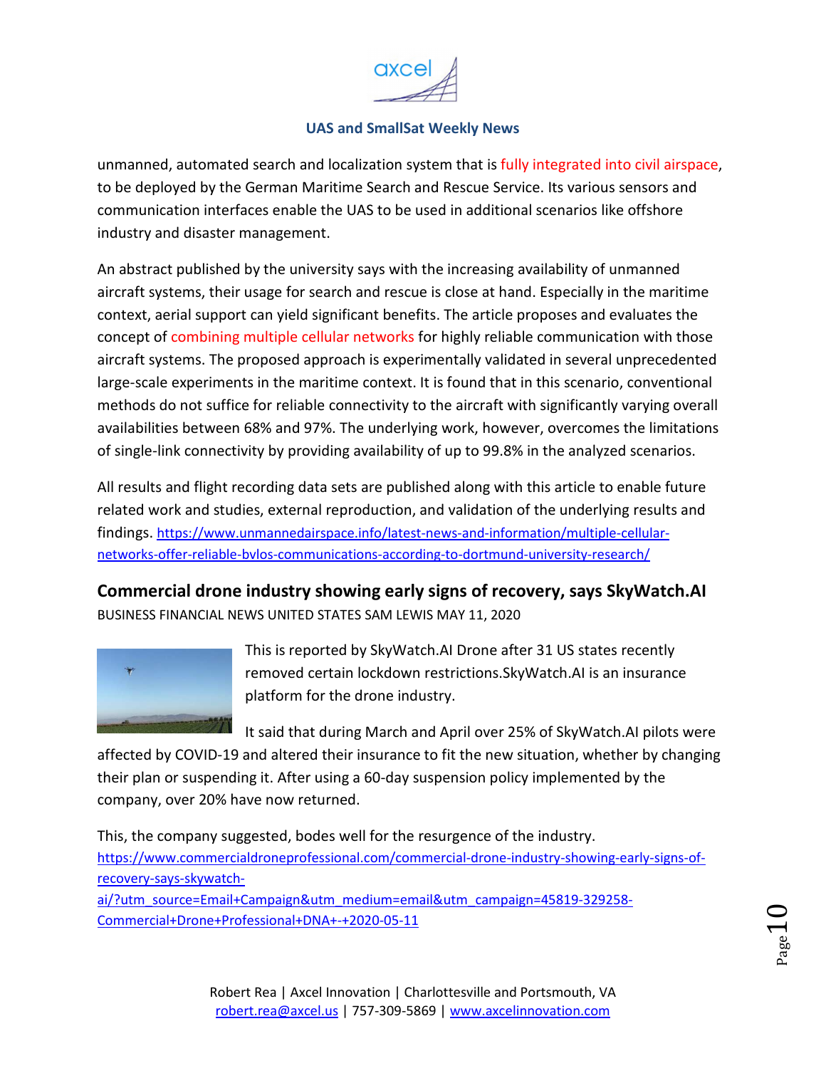unmanned, automated search and localization system that is fully integrated into civil airspace, to be deployed by the German Maritime Search and Rescue Service. Its various sensors and communication interfaces enable the UAS to be used in additional scenarios like offshore industry and disaster management.

An abstract published by the university says with the increasing availability of unmanned aircraft systems, their usage for search and rescue is close at hand. Especially in the maritime context, aerial support can yield significant benefits. The article proposes and evaluates the concept of combining multiple cellular networks for highly reliable communication with those aircraft systems. The proposed approach is experimentally validated in several unprecedented large-scale experiments in the maritime context. It is found that in this scenario, conventional methods do not suffice for reliable connectivity to the aircraft with significantly varying overall availabilities between 68% and 97%. The underlying work, however, overcomes the limitations of single-link connectivity by providing availability of up to 99.8% in the analyzed scenarios.

All results and flight recording data sets are published along with this article to enable future related work and studies, external reproduction, and validation of the underlying results and findings. https://www.unmannedairspace.info/latest-news-and-information/multiple-cellular-networks-offer-reliable-bvlos-communications-according-to-dortmund-university-research/

## Commercial drone industry showing early signs of recovery, says SkyWatch.AI

BUSINESS FINANCIAL NEWS UNITED STATES SAM LEWIS MAY 11, 2020

This is reported by SkyWatch.AI Drone after 31 US states recently removed certain lockdown restrictions.SkyWatch.AI is an insurance platform for the drone industry.

It said that during March and April over 25% of SkyWatch.AI pilots were affected by COVID-19 and altered their insurance to fit the new situation, whether by changing their plan or suspending it. After using a 60-day suspension policy implemented by the company, over 20% have now returned.

This, the company suggested, bodes well for the resurgence of the industry. https://www.commercialdroneprofessional.com/commercial-drone-industry-showing-early-signs-of-recovery-says-skywatch-ai/?utm_source=Email+Campaign&utm_medium=email&utm_campaign=45819-329258-Commercial+Drone+Professional+DNA+-+2020-05-11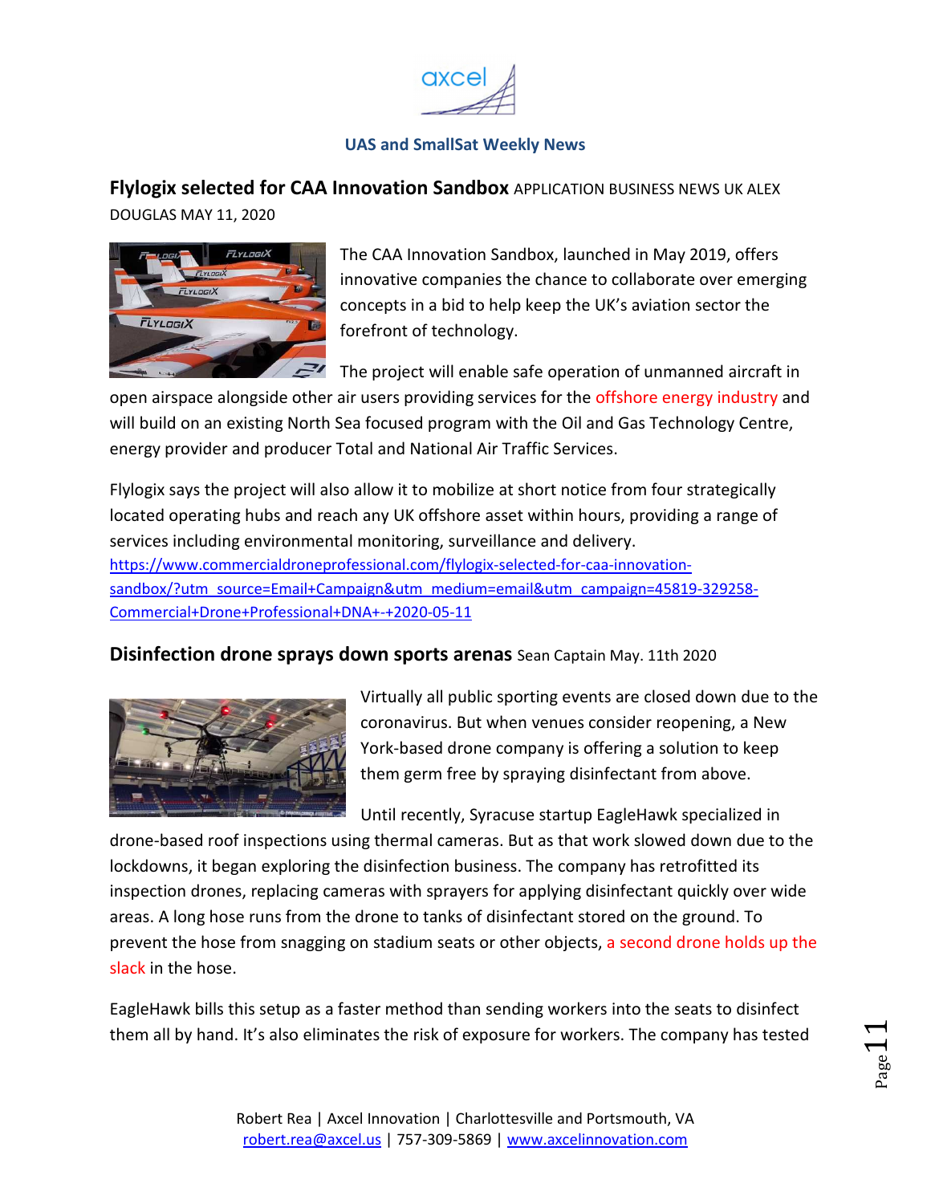**Flylogix selected for CAA Innovation Sandbox** APPLICATION BUSINESS NEWS UK ALEX DOUGLAS MAY 11, 2020

The CAA Innovation Sandbox, launched in May 2019, offers innovative companies the chance to collaborate over emerging concepts in a bid to help keep the UK's aviation sector the forefront of technology.

The project will enable safe operation of unmanned aircraft in open airspace alongside other air users providing services for the offshore energy industry and will build on an existing North Sea focused program with the Oil and Gas Technology Centre, energy provider and producer Total and National Air Traffic Services.

Flylogix says the project will also allow it to mobilize at short notice from four strategically located operating hubs and reach any UK offshore asset within hours, providing a range of services including environmental monitoring, surveillance and delivery.
https://www.commercialdroneprofessional.com/flylogix-selected-for-caa-innovation-sandbox/?utm_source=Email+Campaign&utm_medium=email&utm_campaign=45819-329258-Commercial+Drone+Professional+DNA+-+2020-05-11

**Disinfection drone sprays down sports arenas** Sean Captain May. 11th 2020

Virtually all public sporting events are closed down due to the coronavirus. But when venues consider reopening, a New York-based drone company is offering a solution to keep them germ free by spraying disinfectant from above.

Until recently, Syracuse startup EagleHawk specialized in drone-based roof inspections using thermal cameras. But as that work slowed down due to the lockdowns, it began exploring the disinfection business. The company has retrofitted its inspection drones, replacing cameras with sprayers for applying disinfectant quickly over wide areas. A long hose runs from the drone to tanks of disinfectant stored on the ground. To prevent the hose from snagging on stadium seats or other objects, a second drone holds up the slack in the hose.

EagleHawk bills this setup as a faster method than sending workers into the seats to disinfect them all by hand. It's also eliminates the risk of exposure for workers. The company has tested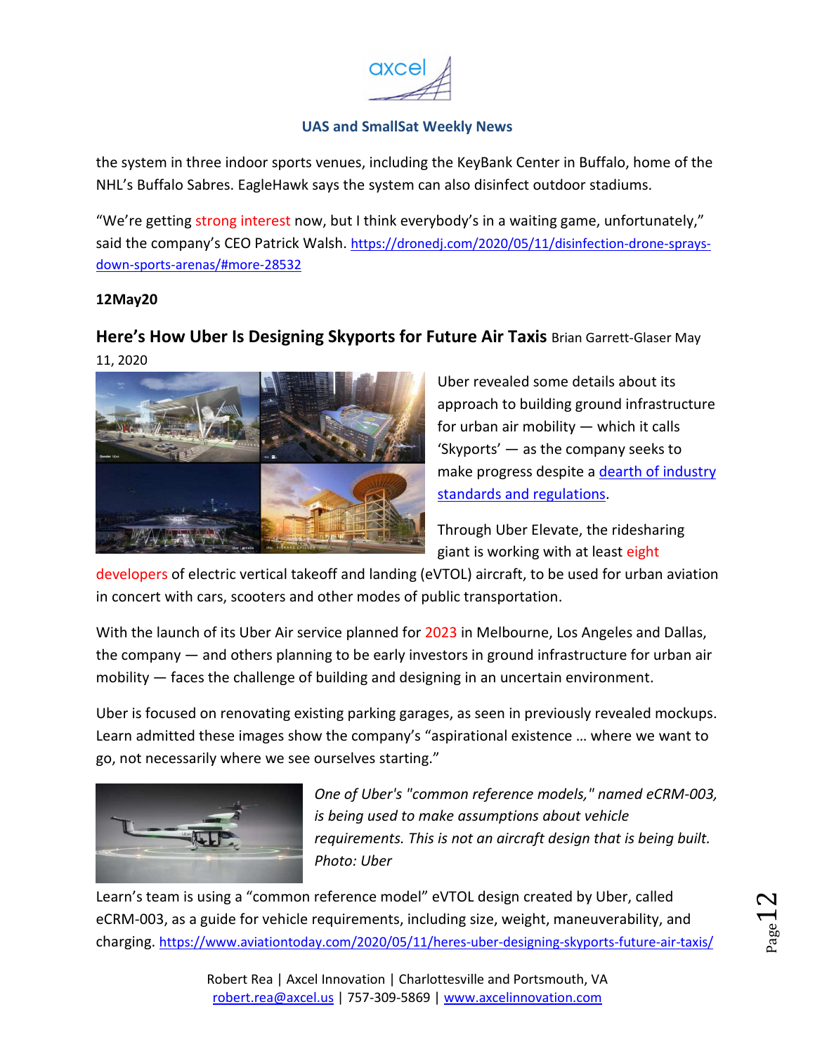the system in three indoor sports venues, including the KeyBank Center in Buffalo, home of the NHL's Buffalo Sabres. EagleHawk says the system can also disinfect outdoor stadiums.

"We're getting strong interest now, but I think everybody's in a waiting game, unfortunately," said the company's CEO Patrick Walsh. https://dronedj.com/2020/05/11/disinfection-drone-sprays-down-sports-arenas/#more-28532

**12May20**

## Here's How Uber Is Designing Skyports for Future Air Taxis

Brian Garrett-Glaser May 11, 2020

Uber revealed some details about its approach to building ground infrastructure for urban air mobility — which it calls 'Skyports' — as the company seeks to make progress despite a dearth of industry standards and regulations.

Through Uber Elevate, the ridesharing giant is working with at least eight developers of electric vertical takeoff and landing (eVTOL) aircraft, to be used for urban aviation in concert with cars, scooters and other modes of public transportation.

With the launch of its Uber Air service planned for 2023 in Melbourne, Los Angeles and Dallas, the company — and others planning to be early investors in ground infrastructure for urban air mobility — faces the challenge of building and designing in an uncertain environment.

Uber is focused on renovating existing parking garages, as seen in previously revealed mockups. Learn admitted these images show the company's "aspirational existence … where we want to go, not necessarily where we see ourselves starting."

*One of Uber's "common reference models," named eCRM-003, is being used to make assumptions about vehicle requirements. This is not an aircraft design that is being built. Photo: Uber*

Learn's team is using a "common reference model" eVTOL design created by Uber, called eCRM-003, as a guide for vehicle requirements, including size, weight, maneuverability, and charging. https://www.aviationtoday.com/2020/05/11/heres-uber-designing-skyports-future-air-taxis/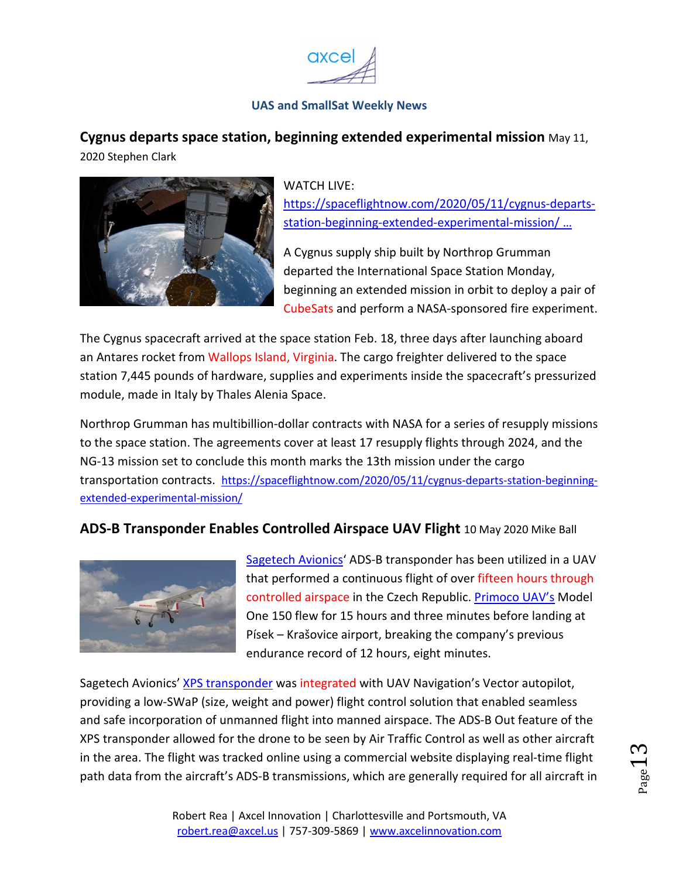**UAS and SmallSat Weekly News**

## Cygnus departs space station, beginning extended experimental mission May 11, 2020 Stephen Clark

WATCH LIVE: https://spaceflightnow.com/2020/05/11/cygnus-departs-station-beginning-extended-experimental-mission/ …

A Cygnus supply ship built by Northrop Grumman departed the International Space Station Monday, beginning an extended mission in orbit to deploy a pair of CubeSats and perform a NASA-sponsored fire experiment.

The Cygnus spacecraft arrived at the space station Feb. 18, three days after launching aboard an Antares rocket from Wallops Island, Virginia. The cargo freighter delivered to the space station 7,445 pounds of hardware, supplies and experiments inside the spacecraft's pressurized module, made in Italy by Thales Alenia Space.

Northrop Grumman has multibillion-dollar contracts with NASA for a series of resupply missions to the space station. The agreements cover at least 17 resupply flights through 2024, and the NG-13 mission set to conclude this month marks the 13th mission under the cargo transportation contracts. https://spaceflightnow.com/2020/05/11/cygnus-departs-station-beginning-extended-experimental-mission/

## ADS-B Transponder Enables Controlled Airspace UAV Flight 10 May 2020 Mike Ball

Sagetech Avionics' ADS-B transponder has been utilized in a UAV that performed a continuous flight of over fifteen hours through controlled airspace in the Czech Republic. Primoco UAV's Model One 150 flew for 15 hours and three minutes before landing at Písek – Krašovice airport, breaking the company's previous endurance record of 12 hours, eight minutes.

Sagetech Avionics' XPS transponder was integrated with UAV Navigation's Vector autopilot, providing a low-SWaP (size, weight and power) flight control solution that enabled seamless and safe incorporation of unmanned flight into manned airspace. The ADS-B Out feature of the XPS transponder allowed for the drone to be seen by Air Traffic Control as well as other aircraft in the area. The flight was tracked online using a commercial website displaying real-time flight path data from the aircraft's ADS-B transmissions, which are generally required for all aircraft in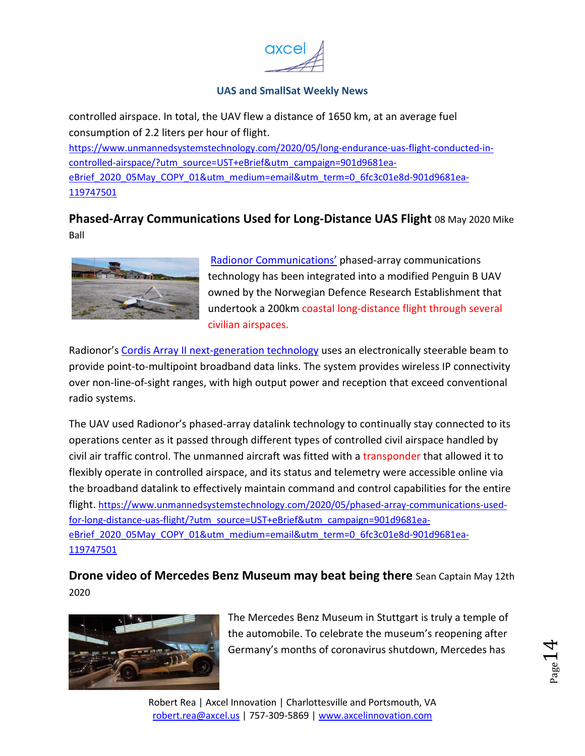controlled airspace. In total, the UAV flew a distance of 1650 km, at an average fuel consumption of 2.2 liters per hour of flight.
https://www.unmannedsystemstechnology.com/2020/05/long-endurance-uas-flight-conducted-in-controlled-airspace/?utm_source=UST+eBrief&utm_campaign=901d9681ea-eBrief_2020_05May_COPY_01&utm_medium=email&utm_term=0_6fc3c01e8d-901d9681ea-119747501

## Phased-Array Communications Used for Long-Distance UAS Flight 08 May 2020 Mike Ball

Radionor Communications' phased-array communications technology has been integrated into a modified Penguin B UAV owned by the Norwegian Defence Research Establishment that undertook a 200km coastal long-distance flight through several civilian airspaces.

Radionor's Cordis Array II next-generation technology uses an electronically steerable beam to provide point-to-multipoint broadband data links. The system provides wireless IP connectivity over non-line-of-sight ranges, with high output power and reception that exceed conventional radio systems.

The UAV used Radionor's phased-array datalink technology to continually stay connected to its operations center as it passed through different types of controlled civil airspace handled by civil air traffic control. The unmanned aircraft was fitted with a transponder that allowed it to flexibly operate in controlled airspace, and its status and telemetry were accessible online via the broadband datalink to effectively maintain command and control capabilities for the entire flight. https://www.unmannedsystemstechnology.com/2020/05/phased-array-communications-used-for-long-distance-uas-flight/?utm_source=UST+eBrief&utm_campaign=901d9681ea-eBrief_2020_05May_COPY_01&utm_medium=email&utm_term=0_6fc3c01e8d-901d9681ea-119747501

## Drone video of Mercedes Benz Museum may beat being there Sean Captain May 12th 2020

The Mercedes Benz Museum in Stuttgart is truly a temple of the automobile. To celebrate the museum's reopening after Germany's months of coronavirus shutdown, Mercedes has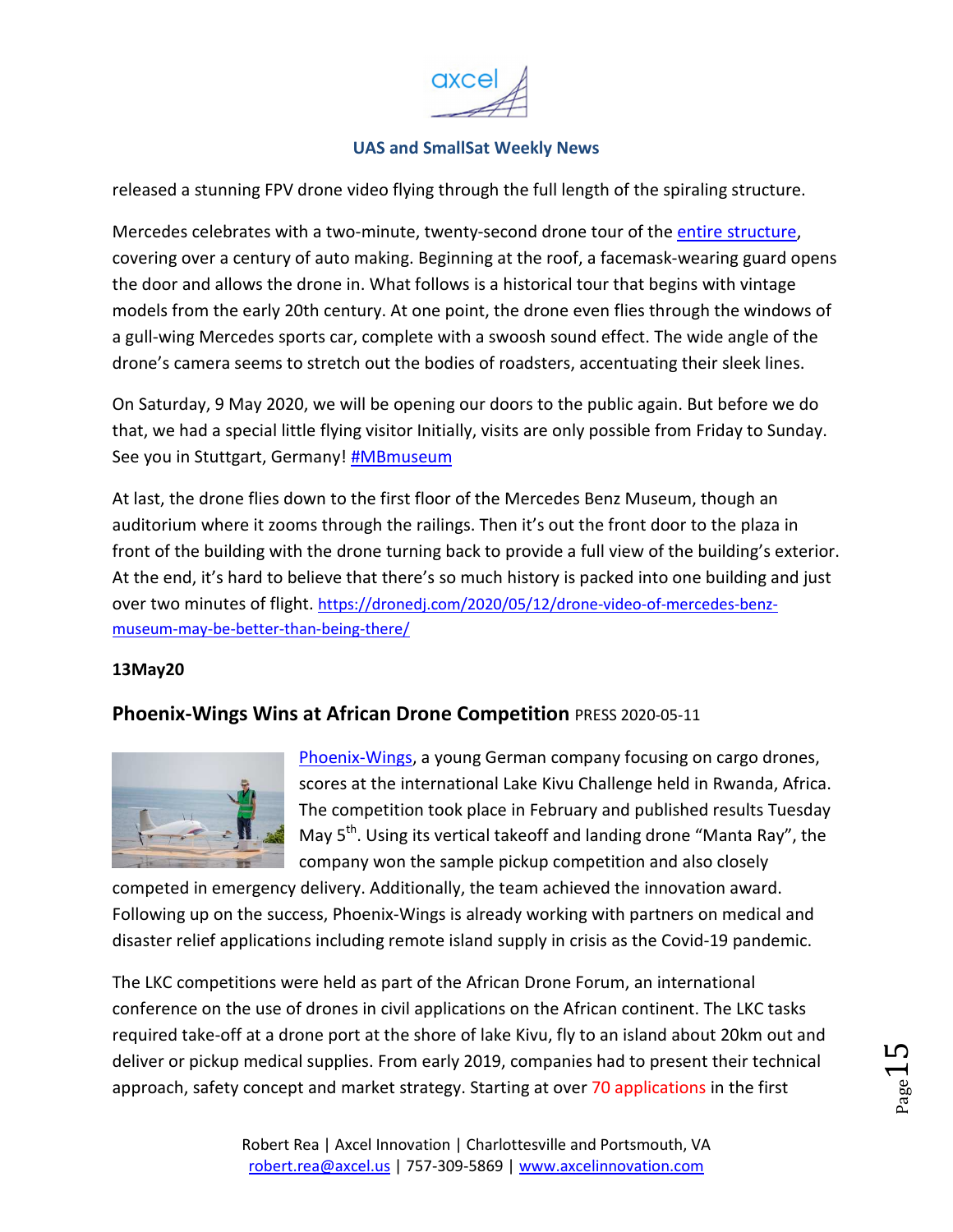released a stunning FPV drone video flying through the full length of the spiraling structure.

Mercedes celebrates with a two-minute, twenty-second drone tour of the entire structure, covering over a century of auto making. Beginning at the roof, a facemask-wearing guard opens the door and allows the drone in. What follows is a historical tour that begins with vintage models from the early 20th century. At one point, the drone even flies through the windows of a gull-wing Mercedes sports car, complete with a swoosh sound effect. The wide angle of the drone's camera seems to stretch out the bodies of roadsters, accentuating their sleek lines.

On Saturday, 9 May 2020, we will be opening our doors to the public again. But before we do that, we had a special little flying visitor Initially, visits are only possible from Friday to Sunday. See you in Stuttgart, Germany! #MBmuseum

At last, the drone flies down to the first floor of the Mercedes Benz Museum, though an auditorium where it zooms through the railings. Then it's out the front door to the plaza in front of the building with the drone turning back to provide a full view of the building's exterior. At the end, it's hard to believe that there's so much history is packed into one building and just over two minutes of flight. https://dronedj.com/2020/05/12/drone-video-of-mercedes-benz-museum-may-be-better-than-being-there/

**13May20**

## Phoenix-Wings Wins at African Drone Competition PRESS 2020-05-11

Phoenix-Wings, a young German company focusing on cargo drones, scores at the international Lake Kivu Challenge held in Rwanda, Africa. The competition took place in February and published results Tuesday May 5th. Using its vertical takeoff and landing drone "Manta Ray", the company won the sample pickup competition and also closely competed in emergency delivery. Additionally, the team achieved the innovation award. Following up on the success, Phoenix-Wings is already working with partners on medical and disaster relief applications including remote island supply in crisis as the Covid-19 pandemic.

The LKC competitions were held as part of the African Drone Forum, an international conference on the use of drones in civil applications on the African continent. The LKC tasks required take-off at a drone port at the shore of lake Kivu, fly to an island about 20km out and deliver or pickup medical supplies. From early 2019, companies had to present their technical approach, safety concept and market strategy. Starting at over 70 applications in the first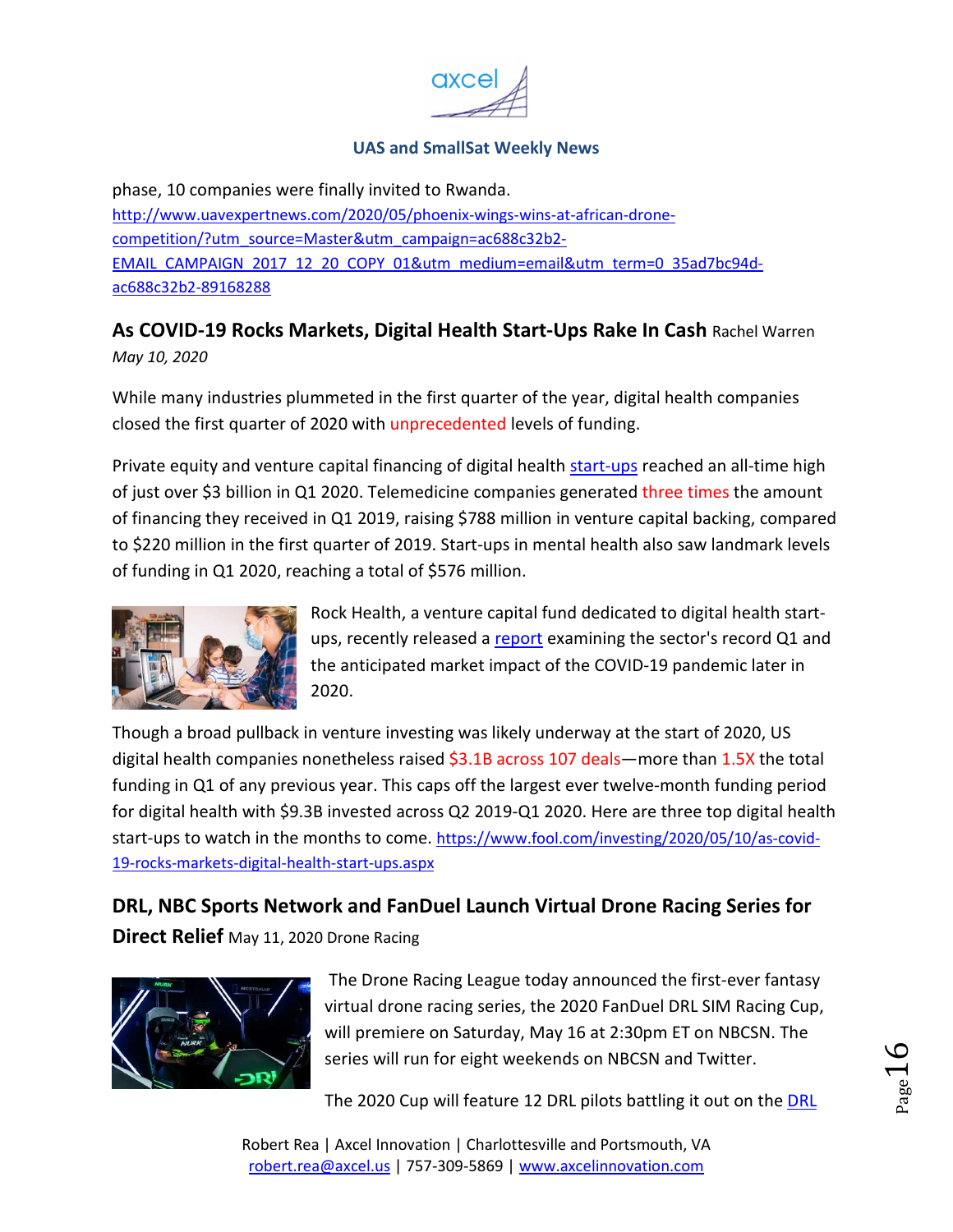phase, 10 companies were finally invited to Rwanda.
http://www.uavexpertnews.com/2020/05/phoenix-wings-wins-at-african-drone-competition/?utm_source=Master&utm_campaign=ac688c32b2-EMAIL_CAMPAIGN_2017_12_20_COPY_01&utm_medium=email&utm_term=0_35ad7bc94d-ac688c32b2-89168288

**As COVID-19 Rocks Markets, Digital Health Start-Ups Rake In Cash** Rachel Warren
*May 10, 2020*

While many industries plummeted in the first quarter of the year, digital health companies closed the first quarter of 2020 with unprecedented levels of funding.

Private equity and venture capital financing of digital health start-ups reached an all-time high of just over $3 billion in Q1 2020. Telemedicine companies generated three times the amount of financing they received in Q1 2019, raising $788 million in venture capital backing, compared to $220 million in the first quarter of 2019. Start-ups in mental health also saw landmark levels of funding in Q1 2020, reaching a total of $576 million.

Rock Health, a venture capital fund dedicated to digital health start-ups, recently released a report examining the sector's record Q1 and the anticipated market impact of the COVID-19 pandemic later in 2020.

Though a broad pullback in venture investing was likely underway at the start of 2020, US digital health companies nonetheless raised $3.1B across 107 deals—more than 1.5X the total funding in Q1 of any previous year. This caps off the largest ever twelve-month funding period for digital health with $9.3B invested across Q2 2019-Q1 2020. Here are three top digital health start-ups to watch in the months to come. https://www.fool.com/investing/2020/05/10/as-covid-19-rocks-markets-digital-health-start-ups.aspx

**DRL, NBC Sports Network and FanDuel Launch Virtual Drone Racing Series for Direct Relief** May 11, 2020 Drone Racing

The Drone Racing League today announced the first-ever fantasy virtual drone racing series, the 2020 FanDuel DRL SIM Racing Cup, will premiere on Saturday, May 16 at 2:30pm ET on NBCSN. The series will run for eight weekends on NBCSN and Twitter.

The 2020 Cup will feature 12 DRL pilots battling it out on the DRL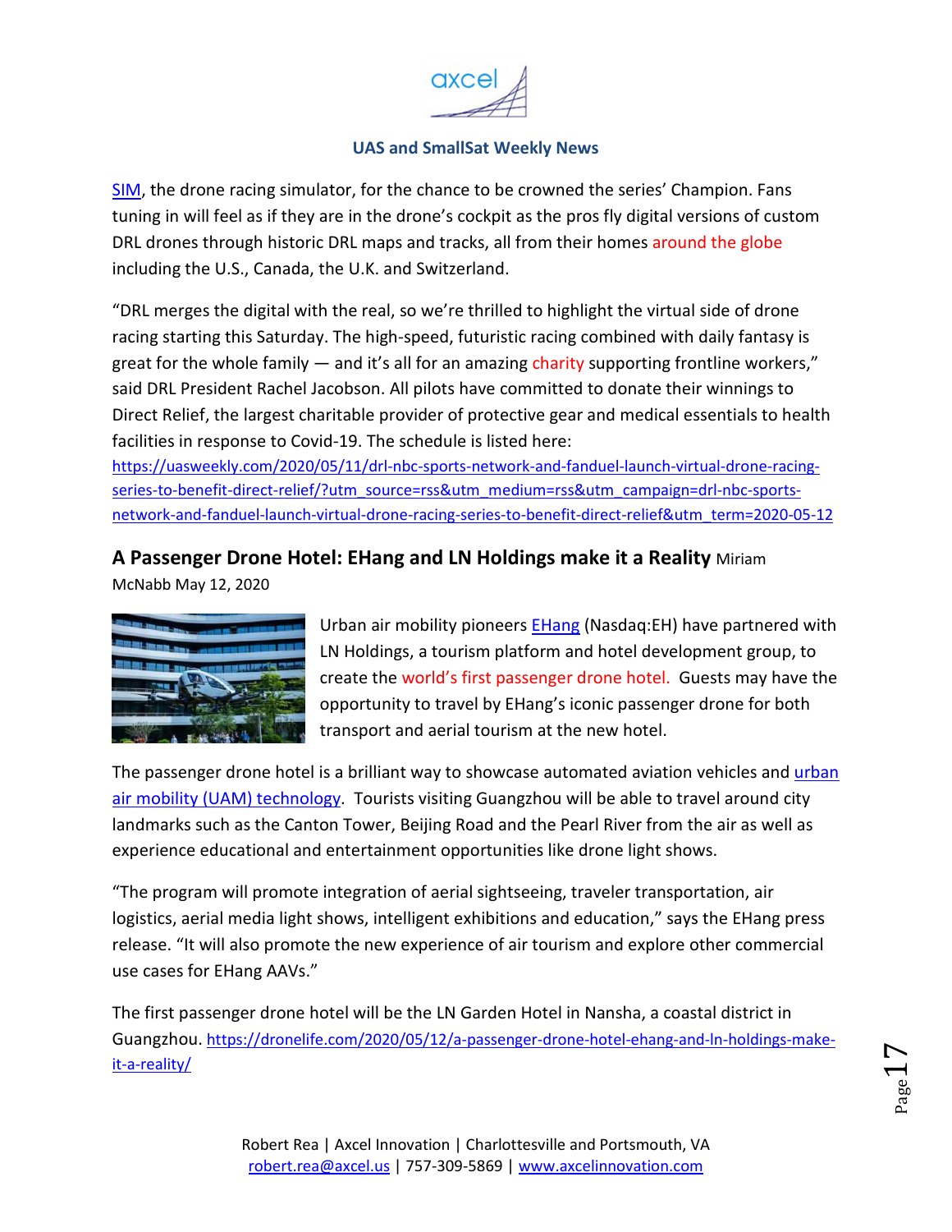SIM, the drone racing simulator, for the chance to be crowned the series' Champion. Fans tuning in will feel as if they are in the drone's cockpit as the pros fly digital versions of custom DRL drones through historic DRL maps and tracks, all from their homes around the globe including the U.S., Canada, the U.K. and Switzerland.

"DRL merges the digital with the real, so we're thrilled to highlight the virtual side of drone racing starting this Saturday. The high-speed, futuristic racing combined with daily fantasy is great for the whole family — and it's all for an amazing charity supporting frontline workers," said DRL President Rachel Jacobson. All pilots have committed to donate their winnings to Direct Relief, the largest charitable provider of protective gear and medical essentials to health facilities in response to Covid-19. The schedule is listed here: https://uasweekly.com/2020/05/11/drl-nbc-sports-network-and-fanduel-launch-virtual-drone-racing-series-to-benefit-direct-relief/?utm_source=rss&utm_medium=rss&utm_campaign=drl-nbc-sports-network-and-fanduel-launch-virtual-drone-racing-series-to-benefit-direct-relief&utm_term=2020-05-12

## A Passenger Drone Hotel: EHang and LN Holdings make it a Reality

Miriam McNabb May 12, 2020

Urban air mobility pioneers EHang (Nasdaq:EH) have partnered with LN Holdings, a tourism platform and hotel development group, to create the world's first passenger drone hotel. Guests may have the opportunity to travel by EHang's iconic passenger drone for both transport and aerial tourism at the new hotel.

The passenger drone hotel is a brilliant way to showcase automated aviation vehicles and urban air mobility (UAM) technology. Tourists visiting Guangzhou will be able to travel around city landmarks such as the Canton Tower, Beijing Road and the Pearl River from the air as well as experience educational and entertainment opportunities like drone light shows.

"The program will promote integration of aerial sightseeing, traveler transportation, air logistics, aerial media light shows, intelligent exhibitions and education," says the EHang press release. "It will also promote the new experience of air tourism and explore other commercial use cases for EHang AAVs."

The first passenger drone hotel will be the LN Garden Hotel in Nansha, a coastal district in Guangzhou. https://dronelife.com/2020/05/12/a-passenger-drone-hotel-ehang-and-ln-holdings-make-it-a-reality/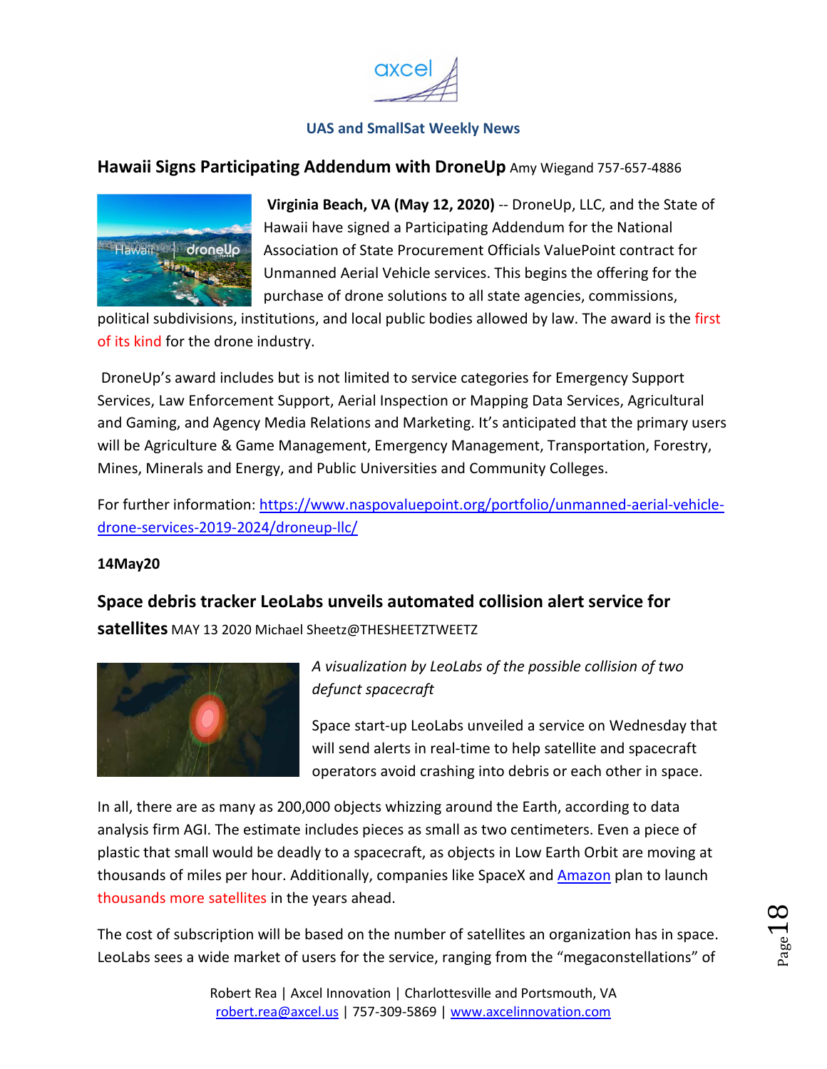**Hawaii Signs Participating Addendum with DroneUp** Amy Wiegand 757-657-4886

**Virginia Beach, VA (May 12, 2020)** -- DroneUp, LLC, and the State of Hawaii have signed a Participating Addendum for the National Association of State Procurement Officials ValuePoint contract for Unmanned Aerial Vehicle services. This begins the offering for the purchase of drone solutions to all state agencies, commissions, political subdivisions, institutions, and local public bodies allowed by law. The award is the first of its kind for the drone industry.

DroneUp's award includes but is not limited to service categories for Emergency Support Services, Law Enforcement Support, Aerial Inspection or Mapping Data Services, Agricultural and Gaming, and Agency Media Relations and Marketing. It's anticipated that the primary users will be Agriculture & Game Management, Emergency Management, Transportation, Forestry, Mines, Minerals and Energy, and Public Universities and Community Colleges.

For further information: https://www.naspovaluepoint.org/portfolio/unmanned-aerial-vehicle-drone-services-2019-2024/droneup-llc/

**14May20**

**Space debris tracker LeoLabs unveils automated collision alert service for satellites** MAY 13 2020 Michael Sheetz@THESHEETZTWEETZ

*A visualization by LeoLabs of the possible collision of two defunct spacecraft*

Space start-up LeoLabs unveiled a service on Wednesday that will send alerts in real-time to help satellite and spacecraft operators avoid crashing into debris or each other in space.

In all, there are as many as 200,000 objects whizzing around the Earth, according to data analysis firm AGI. The estimate includes pieces as small as two centimeters. Even a piece of plastic that small would be deadly to a spacecraft, as objects in Low Earth Orbit are moving at thousands of miles per hour. Additionally, companies like SpaceX and Amazon plan to launch thousands more satellites in the years ahead.

The cost of subscription will be based on the number of satellites an organization has in space. LeoLabs sees a wide market of users for the service, ranging from the "megaconstellations" of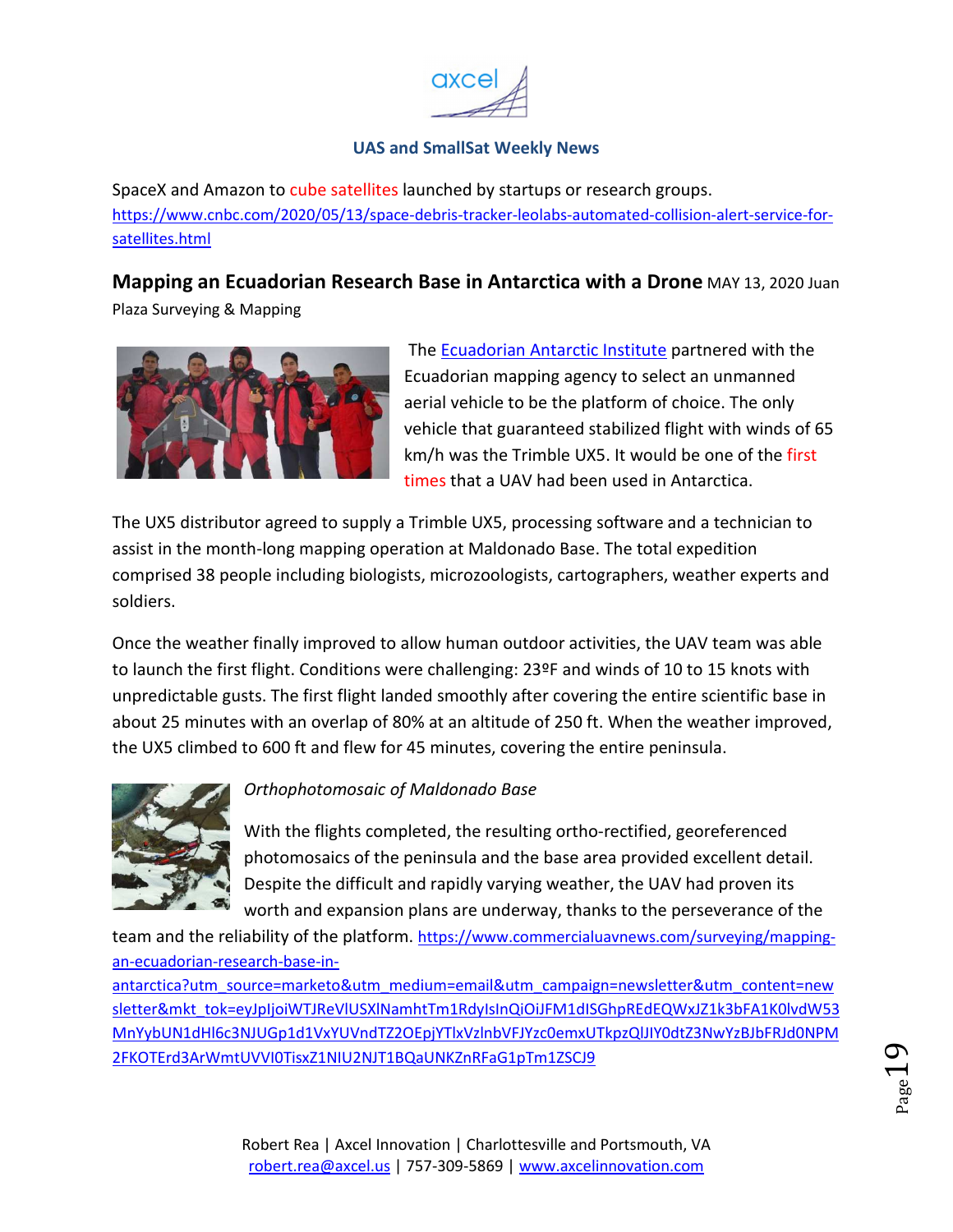SpaceX and Amazon to cube satellites launched by startups or research groups. https://www.cnbc.com/2020/05/13/space-debris-tracker-leolabs-automated-collision-alert-service-for-satellites.html

**Mapping an Ecuadorian Research Base in Antarctica with a Drone** MAY 13, 2020 Juan Plaza Surveying & Mapping

The Ecuadorian Antarctic Institute partnered with the Ecuadorian mapping agency to select an unmanned aerial vehicle to be the platform of choice. The only vehicle that guaranteed stabilized flight with winds of 65 km/h was the Trimble UX5. It would be one of the first times that a UAV had been used in Antarctica.

The UX5 distributor agreed to supply a Trimble UX5, processing software and a technician to assist in the month-long mapping operation at Maldonado Base. The total expedition comprised 38 people including biologists, microzoologists, cartographers, weather experts and soldiers.

Once the weather finally improved to allow human outdoor activities, the UAV team was able to launch the first flight. Conditions were challenging: 23ºF and winds of 10 to 15 knots with unpredictable gusts. The first flight landed smoothly after covering the entire scientific base in about 25 minutes with an overlap of 80% at an altitude of 250 ft. When the weather improved, the UX5 climbed to 600 ft and flew for 45 minutes, covering the entire peninsula.

*Orthophotomosaic of Maldonado Base*

With the flights completed, the resulting ortho-rectified, georeferenced photomosaics of the peninsula and the base area provided excellent detail. Despite the difficult and rapidly varying weather, the UAV had proven its worth and expansion plans are underway, thanks to the perseverance of the team and the reliability of the platform. https://www.commercialuavnews.com/surveying/mapping-an-ecuadorian-research-base-in-antarctica?utm_source=marketo&utm_medium=email&utm_campaign=newsletter&utm_content=newsletter&mkt_tok=eyJpIjoiWTJReVlUSXlNamhtTm1RdyIsInQiOiJFM1dlSGhpREdEQWxJZ1k3bFA1K0lvdW53MnYybUN1dHl6c3NJUGp1d1VxYUVndTZ2OEpjYTlxVzlnbVFJYzc0emxUTkpzQlJIY0dtZ3NwYzBJbFRJd0NPM2FKOTErd3ArWmtUVVI0TisxZ1NIU2NJT1BQaUNKZnRFaG1pTm1ZSCJ9

Robert Rea | Axcel Innovation | Charlottesville and Portsmouth, VA
robert.rea@axcel.us | 757-309-5869 | www.axcelinnovation.com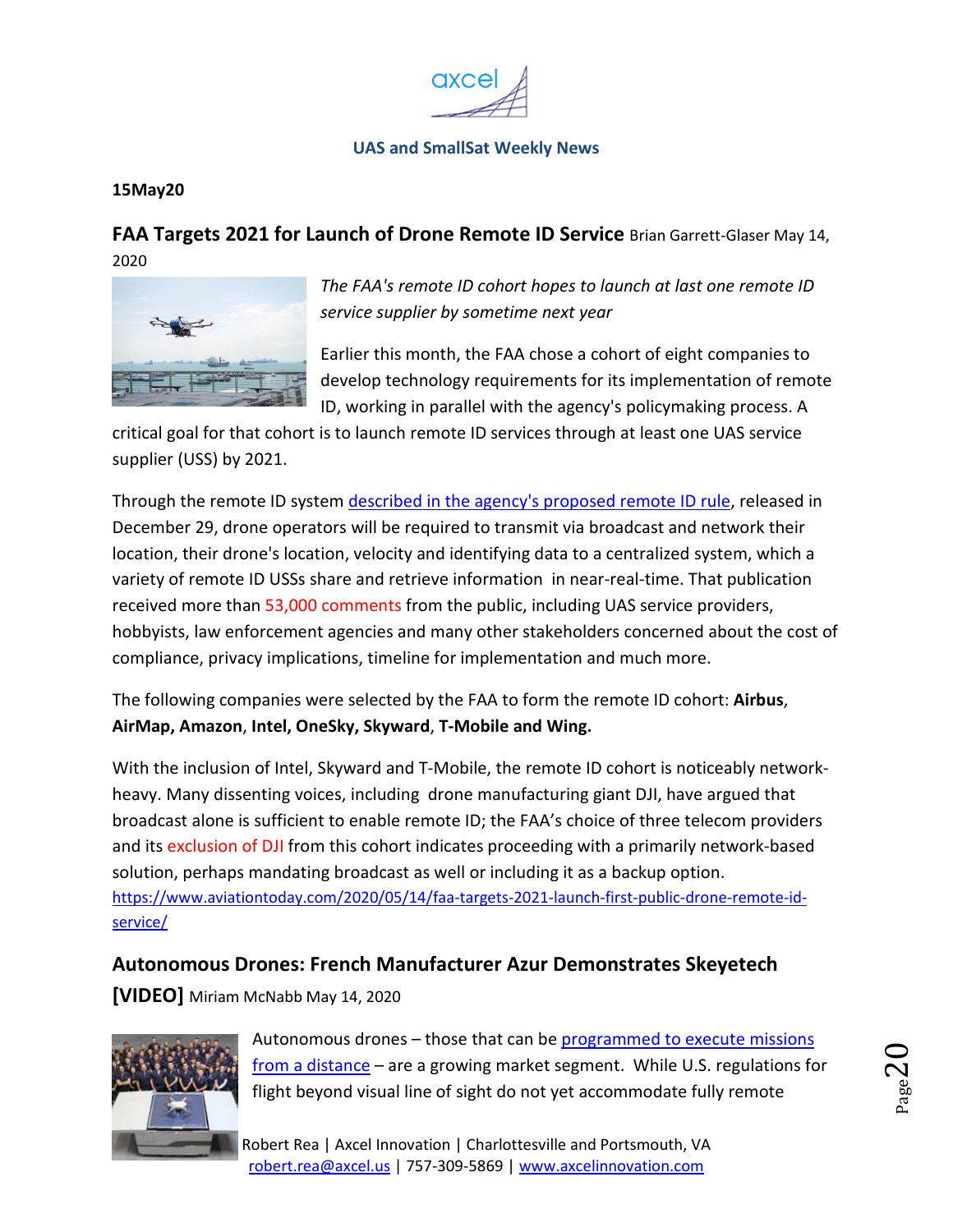**15May20**

## FAA Targets 2021 for Launch of Drone Remote ID Service

Brian Garrett-Glaser May 14, 2020

*The FAA's remote ID cohort hopes to launch at last one remote ID service supplier by sometime next year*

Earlier this month, the FAA chose a cohort of eight companies to develop technology requirements for its implementation of remote ID, working in parallel with the agency's policymaking process. A critical goal for that cohort is to launch remote ID services through at least one UAS service supplier (USS) by 2021.

Through the remote ID system described in the agency's proposed remote ID rule, released in December 29, drone operators will be required to transmit via broadcast and network their location, their drone's location, velocity and identifying data to a centralized system, which a variety of remote ID USSs share and retrieve information in near-real-time. That publication received more than 53,000 comments from the public, including UAS service providers, hobbyists, law enforcement agencies and many other stakeholders concerned about the cost of compliance, privacy implications, timeline for implementation and much more.

The following companies were selected by the FAA to form the remote ID cohort: **Airbus**, **AirMap, Amazon**, **Intel, OneSky, Skyward**, **T-Mobile and Wing.**

With the inclusion of Intel, Skyward and T-Mobile, the remote ID cohort is noticeably network-heavy. Many dissenting voices, including drone manufacturing giant DJI, have argued that broadcast alone is sufficient to enable remote ID; the FAA's choice of three telecom providers and its exclusion of DJI from this cohort indicates proceeding with a primarily network-based solution, perhaps mandating broadcast as well or including it as a backup option.

https://www.aviationtoday.com/2020/05/14/faa-targets-2021-launch-first-public-drone-remote-id-service/

## Autonomous Drones: French Manufacturer Azur Demonstrates Skeyetech [VIDEO]

Miriam McNabb May 14, 2020

Autonomous drones – those that can be programmed to execute missions from a distance – are a growing market segment. While U.S. regulations for flight beyond visual line of sight do not yet accommodate fully remote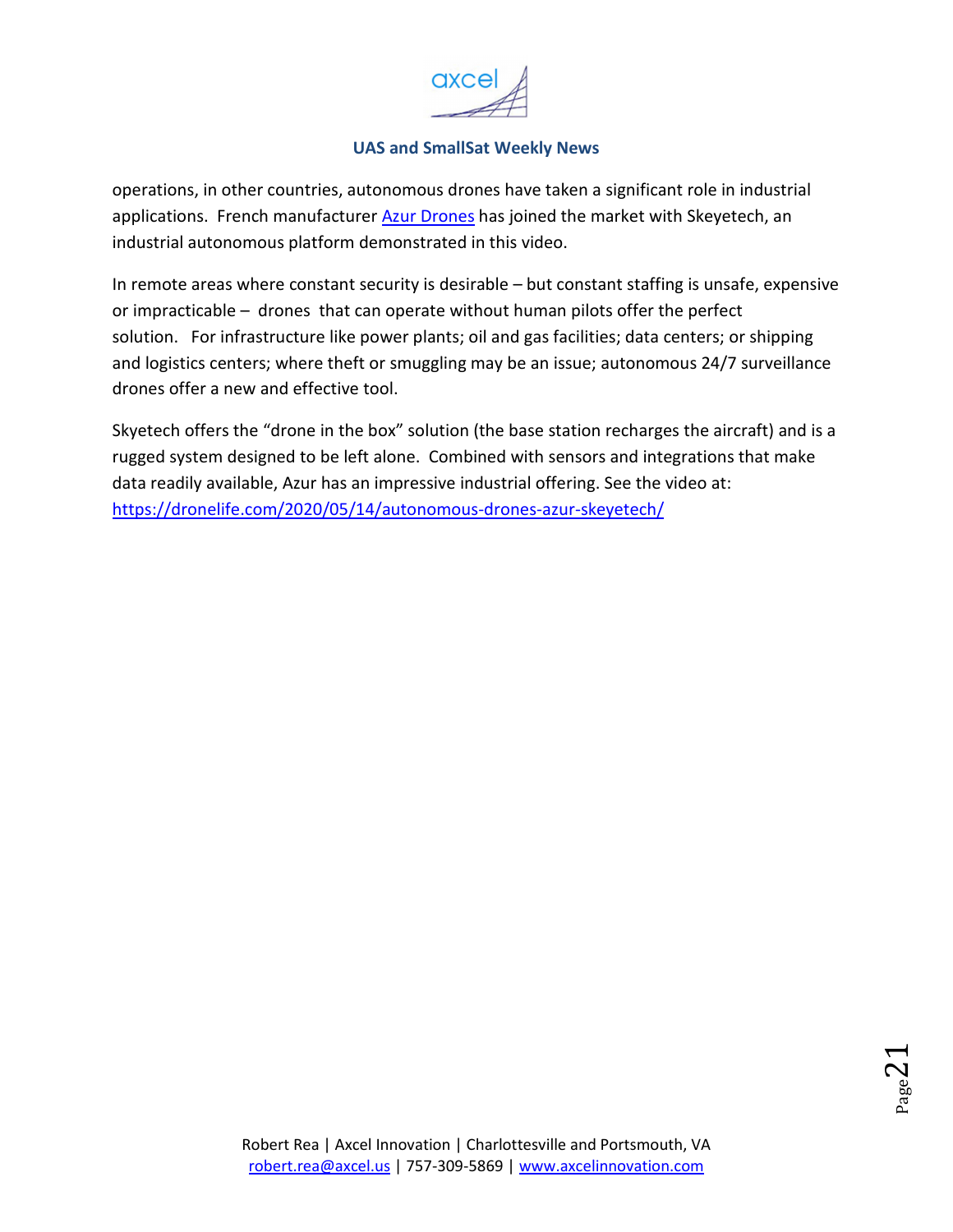operations, in other countries, autonomous drones have taken a significant role in industrial applications. French manufacturer [Azur Drones](https://www.azurdrones.com) has joined the market with Skeyetech, an industrial autonomous platform demonstrated in this video.

In remote areas where constant security is desirable – but constant staffing is unsafe, expensive or impracticable – drones that can operate without human pilots offer the perfect solution. For infrastructure like power plants; oil and gas facilities; data centers; or shipping and logistics centers; where theft or smuggling may be an issue; autonomous 24/7 surveillance drones offer a new and effective tool.

Skyetech offers the "drone in the box" solution (the base station recharges the aircraft) and is a rugged system designed to be left alone. Combined with sensors and integrations that make data readily available, Azur has an impressive industrial offering. See the video at: [https://dronelife.com/2020/05/14/autonomous-drones-azur-skeyetech/](https://dronelife.com/2020/05/14/autonomous-drones-azur-skeyetech/)